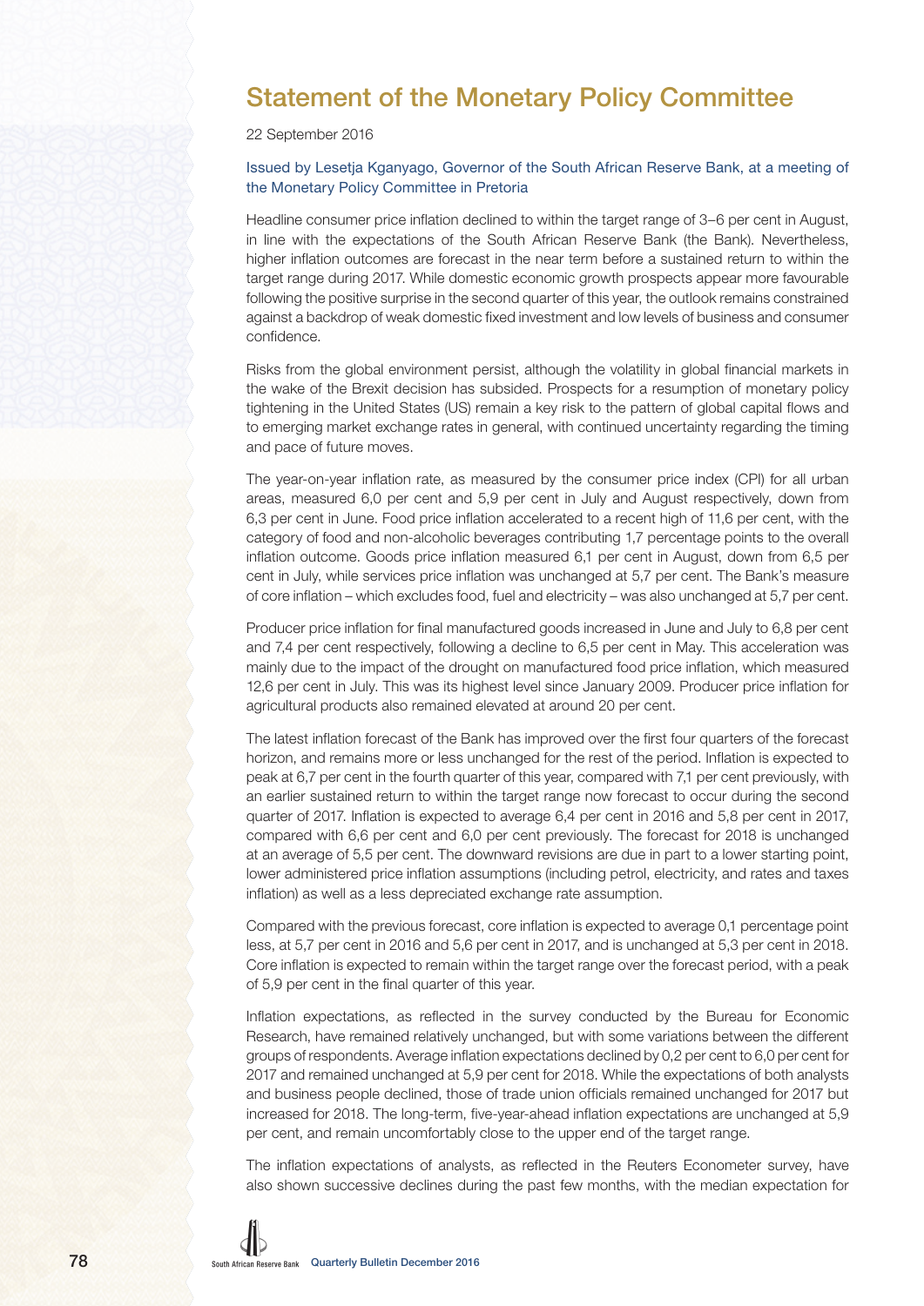# Statement of the Monetary Policy Committee

22 September 2016

Issued by Lesetja Kganyago, Governor of the South African Reserve Bank, at a meeting of the Monetary Policy Committee in Pretoria

Headline consumer price inflation declined to within the target range of 3–6 per cent in August, in line with the expectations of the South African Reserve Bank (the Bank). Nevertheless, higher inflation outcomes are forecast in the near term before a sustained return to within the target range during 2017. While domestic economic growth prospects appear more favourable following the positive surprise in the second quarter of this year, the outlook remains constrained against a backdrop of weak domestic fixed investment and low levels of business and consumer confidence.

Risks from the global environment persist, although the volatility in global financial markets in the wake of the Brexit decision has subsided. Prospects for a resumption of monetary policy tightening in the United States (US) remain a key risk to the pattern of global capital flows and to emerging market exchange rates in general, with continued uncertainty regarding the timing and pace of future moves.

The year-on-year inflation rate, as measured by the consumer price index (CPI) for all urban areas, measured 6,0 per cent and 5,9 per cent in July and August respectively, down from 6,3 per cent in June. Food price inflation accelerated to a recent high of 11,6 per cent, with the category of food and non-alcoholic beverages contributing 1,7 percentage points to the overall inflation outcome. Goods price inflation measured 6,1 per cent in August, down from 6,5 per cent in July, while services price inflation was unchanged at 5,7 per cent. The Bank's measure of core inflation – which excludes food, fuel and electricity – was also unchanged at 5,7 per cent.

Producer price inflation for final manufactured goods increased in June and July to 6,8 per cent and 7,4 per cent respectively, following a decline to 6,5 per cent in May. This acceleration was mainly due to the impact of the drought on manufactured food price inflation, which measured 12,6 per cent in July. This was its highest level since January 2009. Producer price inflation for agricultural products also remained elevated at around 20 per cent.

The latest inflation forecast of the Bank has improved over the first four quarters of the forecast horizon, and remains more or less unchanged for the rest of the period. Inflation is expected to peak at 6,7 per cent in the fourth quarter of this year, compared with 7,1 per cent previously, with an earlier sustained return to within the target range now forecast to occur during the second quarter of 2017. Inflation is expected to average 6,4 per cent in 2016 and 5,8 per cent in 2017, compared with 6,6 per cent and 6,0 per cent previously. The forecast for 2018 is unchanged at an average of 5,5 per cent. The downward revisions are due in part to a lower starting point, lower administered price inflation assumptions (including petrol, electricity, and rates and taxes inflation) as well as a less depreciated exchange rate assumption.

Compared with the previous forecast, core inflation is expected to average 0,1 percentage point less, at 5,7 per cent in 2016 and 5,6 per cent in 2017, and is unchanged at 5,3 per cent in 2018. Core inflation is expected to remain within the target range over the forecast period, with a peak of 5,9 per cent in the final quarter of this year.

Inflation expectations, as reflected in the survey conducted by the Bureau for Economic Research, have remained relatively unchanged, but with some variations between the different groups of respondents. Average inflation expectations declined by 0,2 per cent to 6,0 per cent for 2017 and remained unchanged at 5,9 per cent for 2018. While the expectations of both analysts and business people declined, those of trade union officials remained unchanged for 2017 but increased for 2018. The long-term, five-year-ahead inflation expectations are unchanged at 5,9 per cent, and remain uncomfortably close to the upper end of the target range.

The inflation expectations of analysts, as reflected in the Reuters Econometer survey, have also shown successive declines during the past few months, with the median expectation for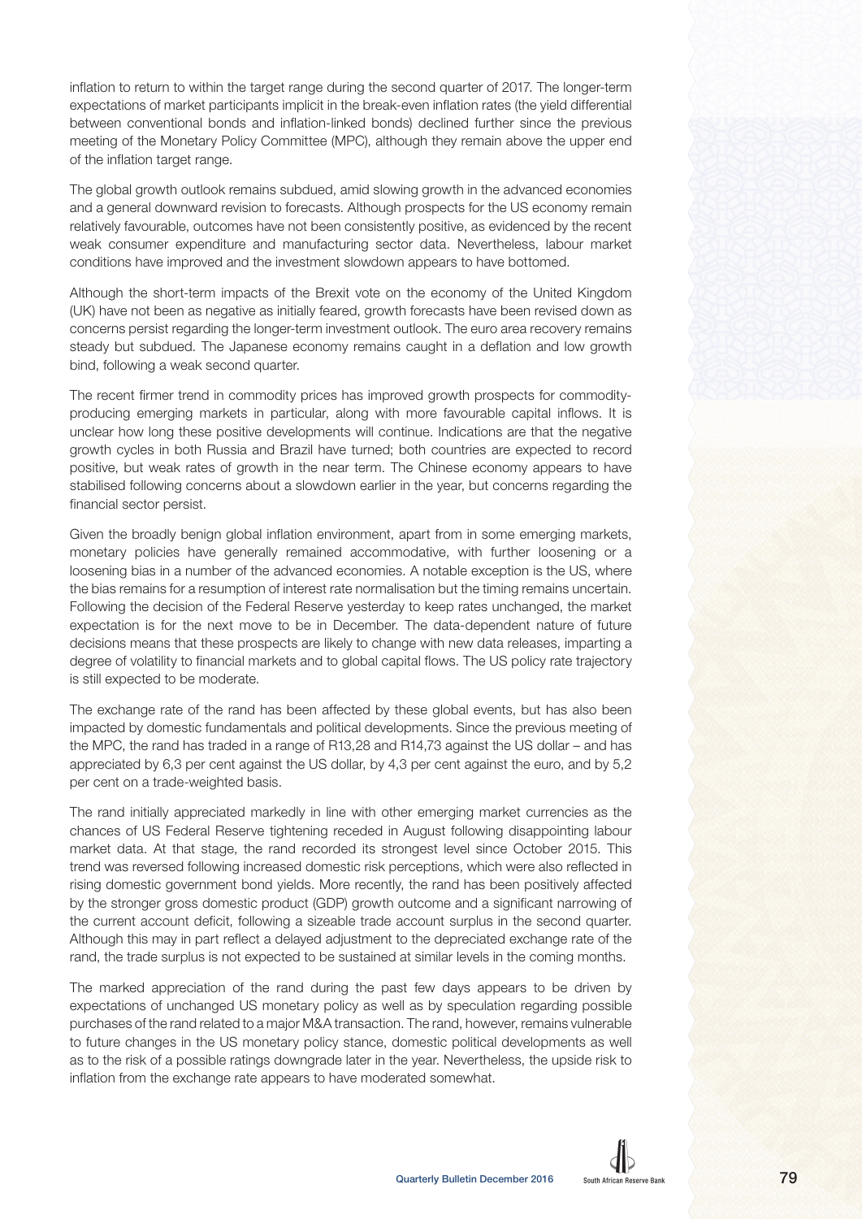inflation to return to within the target range during the second quarter of 2017. The longer-term expectations of market participants implicit in the break-even inflation rates (the yield differential between conventional bonds and inflation-linked bonds) declined further since the previous meeting of the Monetary Policy Committee (MPC), although they remain above the upper end of the inflation target range.

The global growth outlook remains subdued, amid slowing growth in the advanced economies and a general downward revision to forecasts. Although prospects for the US economy remain relatively favourable, outcomes have not been consistently positive, as evidenced by the recent weak consumer expenditure and manufacturing sector data. Nevertheless, labour market conditions have improved and the investment slowdown appears to have bottomed.

Although the short-term impacts of the Brexit vote on the economy of the United Kingdom (UK) have not been as negative as initially feared, growth forecasts have been revised down as concerns persist regarding the longer-term investment outlook. The euro area recovery remains steady but subdued. The Japanese economy remains caught in a deflation and low growth bind, following a weak second quarter.

The recent firmer trend in commodity prices has improved growth prospects for commodity-producing emerging markets in particular, along with more favourable capital inflows. It is unclear how long these positive developments will continue. Indications are that the negative growth cycles in both Russia and Brazil have turned; both countries are expected to record positive, but weak rates of growth in the near term. The Chinese economy appears to have stabilised following concerns about a slowdown earlier in the year, but concerns regarding the financial sector persist.

Given the broadly benign global inflation environment, apart from in some emerging markets, monetary policies have generally remained accommodative, with further loosening or a loosening bias in a number of the advanced economies. A notable exception is the US, where the bias remains for a resumption of interest rate normalisation but the timing remains uncertain. Following the decision of the Federal Reserve yesterday to keep rates unchanged, the market expectation is for the next move to be in December. The data-dependent nature of future decisions means that these prospects are likely to change with new data releases, imparting a degree of volatility to financial markets and to global capital flows. The US policy rate trajectory is still expected to be moderate.

The exchange rate of the rand has been affected by these global events, but has also been impacted by domestic fundamentals and political developments. Since the previous meeting of the MPC, the rand has traded in a range of R13,28 and R14,73 against the US dollar – and has appreciated by 6,3 per cent against the US dollar, by 4,3 per cent against the euro, and by 5,2 per cent on a trade-weighted basis.

The rand initially appreciated markedly in line with other emerging market currencies as the chances of US Federal Reserve tightening receded in August following disappointing labour market data. At that stage, the rand recorded its strongest level since October 2015. This trend was reversed following increased domestic risk perceptions, which were also reflected in rising domestic government bond yields. More recently, the rand has been positively affected by the stronger gross domestic product (GDP) growth outcome and a significant narrowing of the current account deficit, following a sizeable trade account surplus in the second quarter. Although this may in part reflect a delayed adjustment to the depreciated exchange rate of the rand, the trade surplus is not expected to be sustained at similar levels in the coming months.

The marked appreciation of the rand during the past few days appears to be driven by expectations of unchanged US monetary policy as well as by speculation regarding possible purchases of the rand related to a major M&A transaction. The rand, however, remains vulnerable to future changes in the US monetary policy stance, domestic political developments as well as to the risk of a possible ratings downgrade later in the year. Nevertheless, the upside risk to inflation from the exchange rate appears to have moderated somewhat.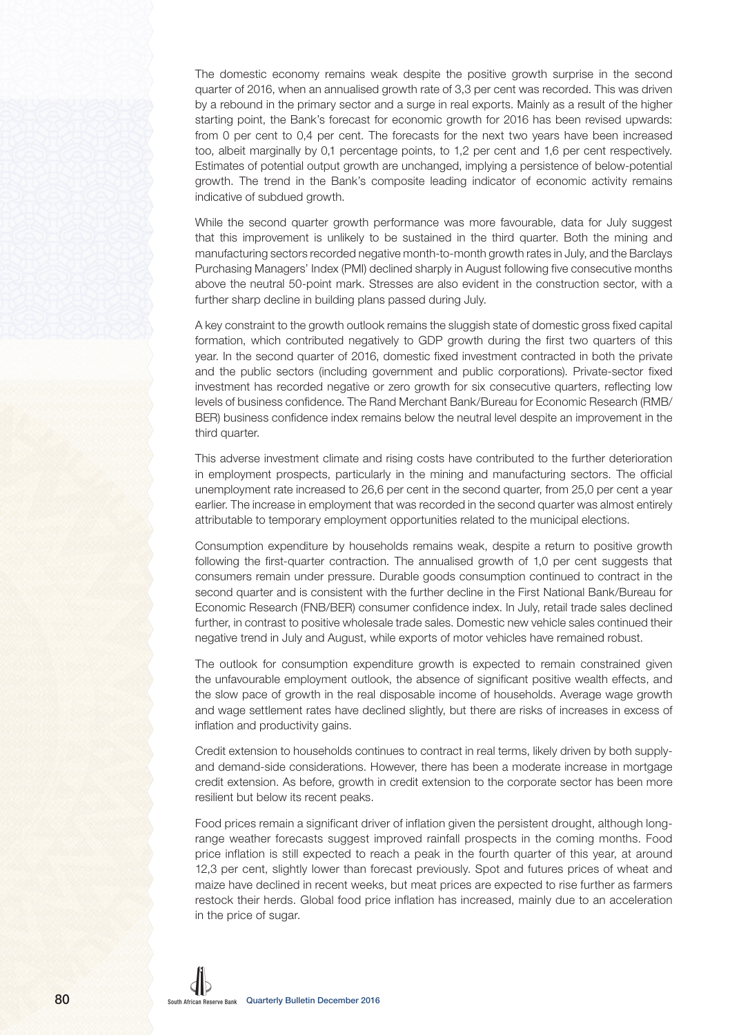The domestic economy remains weak despite the positive growth surprise in the second quarter of 2016, when an annualised growth rate of 3,3 per cent was recorded. This was driven by a rebound in the primary sector and a surge in real exports. Mainly as a result of the higher starting point, the Bank's forecast for economic growth for 2016 has been revised upwards: from 0 per cent to 0,4 per cent. The forecasts for the next two years have been increased too, albeit marginally by 0,1 percentage points, to 1,2 per cent and 1,6 per cent respectively. Estimates of potential output growth are unchanged, implying a persistence of below-potential growth. The trend in the Bank's composite leading indicator of economic activity remains indicative of subdued growth.

While the second quarter growth performance was more favourable, data for July suggest that this improvement is unlikely to be sustained in the third quarter. Both the mining and manufacturing sectors recorded negative month-to-month growth rates in July, and the Barclays Purchasing Managers' Index (PMI) declined sharply in August following five consecutive months above the neutral 50-point mark. Stresses are also evident in the construction sector, with a further sharp decline in building plans passed during July.

A key constraint to the growth outlook remains the sluggish state of domestic gross fixed capital formation, which contributed negatively to GDP growth during the first two quarters of this year. In the second quarter of 2016, domestic fixed investment contracted in both the private and the public sectors (including government and public corporations). Private-sector fixed investment has recorded negative or zero growth for six consecutive quarters, reflecting low levels of business confidence. The Rand Merchant Bank/Bureau for Economic Research (RMB/BER) business confidence index remains below the neutral level despite an improvement in the third quarter.

This adverse investment climate and rising costs have contributed to the further deterioration in employment prospects, particularly in the mining and manufacturing sectors. The official unemployment rate increased to 26,6 per cent in the second quarter, from 25,0 per cent a year earlier. The increase in employment that was recorded in the second quarter was almost entirely attributable to temporary employment opportunities related to the municipal elections.

Consumption expenditure by households remains weak, despite a return to positive growth following the first-quarter contraction. The annualised growth of 1,0 per cent suggests that consumers remain under pressure. Durable goods consumption continued to contract in the second quarter and is consistent with the further decline in the First National Bank/Bureau for Economic Research (FNB/BER) consumer confidence index. In July, retail trade sales declined further, in contrast to positive wholesale trade sales. Domestic new vehicle sales continued their negative trend in July and August, while exports of motor vehicles have remained robust.

The outlook for consumption expenditure growth is expected to remain constrained given the unfavourable employment outlook, the absence of significant positive wealth effects, and the slow pace of growth in the real disposable income of households. Average wage growth and wage settlement rates have declined slightly, but there are risks of increases in excess of inflation and productivity gains.

Credit extension to households continues to contract in real terms, likely driven by both supply- and demand-side considerations. However, there has been a moderate increase in mortgage credit extension. As before, growth in credit extension to the corporate sector has been more resilient but below its recent peaks.

Food prices remain a significant driver of inflation given the persistent drought, although long-range weather forecasts suggest improved rainfall prospects in the coming months. Food price inflation is still expected to reach a peak in the fourth quarter of this year, at around 12,3 per cent, slightly lower than forecast previously. Spot and futures prices of wheat and maize have declined in recent weeks, but meat prices are expected to rise further as farmers restock their herds. Global food price inflation has increased, mainly due to an acceleration in the price of sugar.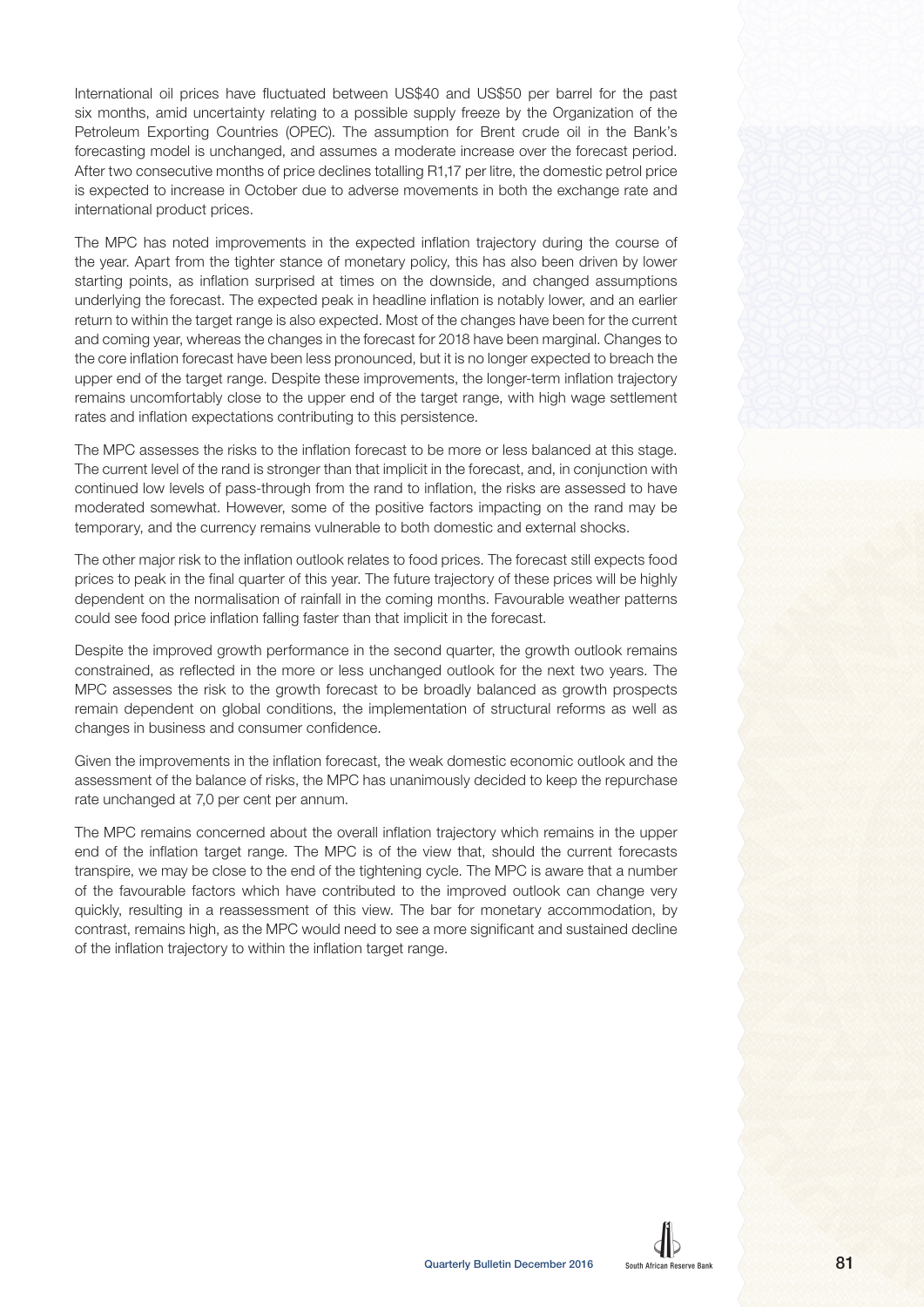International oil prices have fluctuated between US$40 and US$50 per barrel for the past six months, amid uncertainty relating to a possible supply freeze by the Organization of the Petroleum Exporting Countries (OPEC). The assumption for Brent crude oil in the Bank's forecasting model is unchanged, and assumes a moderate increase over the forecast period. After two consecutive months of price declines totalling R1,17 per litre, the domestic petrol price is expected to increase in October due to adverse movements in both the exchange rate and international product prices.

The MPC has noted improvements in the expected inflation trajectory during the course of the year. Apart from the tighter stance of monetary policy, this has also been driven by lower starting points, as inflation surprised at times on the downside, and changed assumptions underlying the forecast. The expected peak in headline inflation is notably lower, and an earlier return to within the target range is also expected. Most of the changes have been for the current and coming year, whereas the changes in the forecast for 2018 have been marginal. Changes to the core inflation forecast have been less pronounced, but it is no longer expected to breach the upper end of the target range. Despite these improvements, the longer-term inflation trajectory remains uncomfortably close to the upper end of the target range, with high wage settlement rates and inflation expectations contributing to this persistence.

The MPC assesses the risks to the inflation forecast to be more or less balanced at this stage. The current level of the rand is stronger than that implicit in the forecast, and, in conjunction with continued low levels of pass-through from the rand to inflation, the risks are assessed to have moderated somewhat. However, some of the positive factors impacting on the rand may be temporary, and the currency remains vulnerable to both domestic and external shocks.

The other major risk to the inflation outlook relates to food prices. The forecast still expects food prices to peak in the final quarter of this year. The future trajectory of these prices will be highly dependent on the normalisation of rainfall in the coming months. Favourable weather patterns could see food price inflation falling faster than that implicit in the forecast.

Despite the improved growth performance in the second quarter, the growth outlook remains constrained, as reflected in the more or less unchanged outlook for the next two years. The MPC assesses the risk to the growth forecast to be broadly balanced as growth prospects remain dependent on global conditions, the implementation of structural reforms as well as changes in business and consumer confidence.

Given the improvements in the inflation forecast, the weak domestic economic outlook and the assessment of the balance of risks, the MPC has unanimously decided to keep the repurchase rate unchanged at 7,0 per cent per annum.

The MPC remains concerned about the overall inflation trajectory which remains in the upper end of the inflation target range. The MPC is of the view that, should the current forecasts transpire, we may be close to the end of the tightening cycle. The MPC is aware that a number of the favourable factors which have contributed to the improved outlook can change very quickly, resulting in a reassessment of this view. The bar for monetary accommodation, by contrast, remains high, as the MPC would need to see a more significant and sustained decline of the inflation trajectory to within the inflation target range.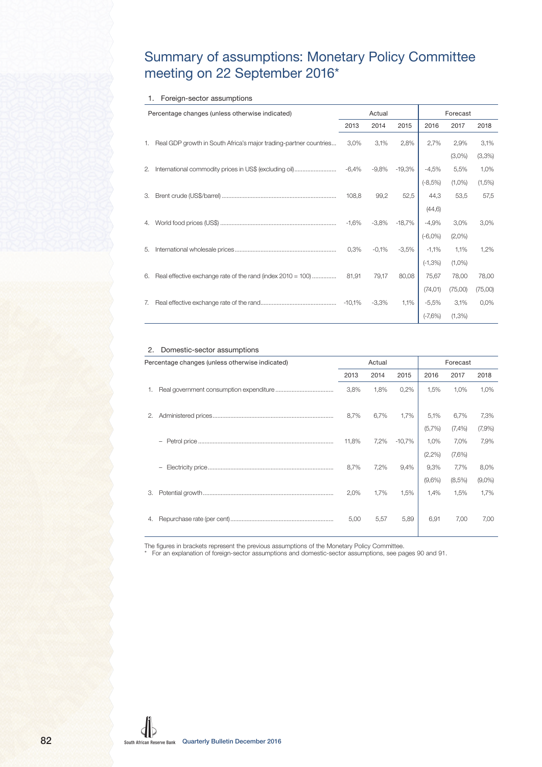# Summary of assumptions: Monetary Policy Committee meeting on 22 September 2016*

## 1. Foreign-sector assumptions

| Percentage changes (unless otherwise indicated) | Actual | | | Forecast | | |
|---|---|---|---|---|---|---|
| | 2013 | 2014 | 2015 | 2016 | 2017 | 2018 |
| 1. Real GDP growth in South Africa's major trading-partner countries | 3,0% | 3,1% | 2,8% | 2,7% | 2,9% | 3,1% |
| | | | | | (3,0%) | (3,3%) |
| 2. International commodity prices in US$ (excluding oil) | -6,4% | -9,8% | -19,3% | -4,5% | 5,5% | 1,0% |
| | | | | (-8,5%) | (1,0%) | (1,5%) |
| 3. Brent crude (US$/barrel) | 108,8 | 99,2 | 52,5 | 44,3 | 53,5 | 57,5 |
| | | | | (44,6) | | |
| 4. World food prices (US$) | -1,6% | -3,8% | -18,7% | -4,9% | 3,0% | 3,0% |
| | | | | (-6,0%) | (2,0%) | |
| 5. International wholesale prices | 0,3% | -0,1% | -3,5% | -1,1% | 1,1% | 1,2% |
| | | | | (-1,3%) | (1,0%) | |
| 6. Real effective exchange rate of the rand (index 2010 = 100) | 81,91 | 79,17 | 80,08 | 75,67 | 78,00 | 78,00 |
| | | | | (74,01) | (75,00) | (75,00) |
| 7. Real effective exchange rate of the rand | -10,1% | -3,3% | 1,1% | -5,5% | 3,1% | 0,0% |
| | | | | (-7,6%) | (1,3%) | |

## 2. Domestic-sector assumptions

| Percentage changes (unless otherwise indicated) | Actual | | | Forecast | | |
|---|---|---|---|---|---|---|
| | 2013 | 2014 | 2015 | 2016 | 2017 | 2018 |
| 1. Real government consumption expenditure | 3,8% | 1,8% | 0,2% | 1,5% | 1,0% | 1,0% |
| 2. Administered prices | 8,7% | 6,7% | 1,7% | 5,1% | 6,7% | 7,3% |
| | | | | (5,7%) | (7,4%) | (7,9%) |
| – Petrol price | 11,8% | 7,2% | -10,7% | 1,0% | 7,0% | 7,9% |
| | | | | (2,2%) | (7,6%) | |
| – Electricity price | 8,7% | 7,2% | 9,4% | 9,3% | 7,7% | 8,0% |
| | | | | (9,6%) | (8,5%) | (9,0%) |
| 3. Potential growth | 2,0% | 1,7% | 1,5% | 1,4% | 1,5% | 1,7% |
| 4. Repurchase rate (per cent) | 5,00 | 5,57 | 5,89 | 6,91 | 7,00 | 7,00 |

The figures in brackets represent the previous assumptions of the Monetary Policy Committee.

\* For an explanation of foreign-sector assumptions and domestic-sector assumptions, see pages 90 and 91.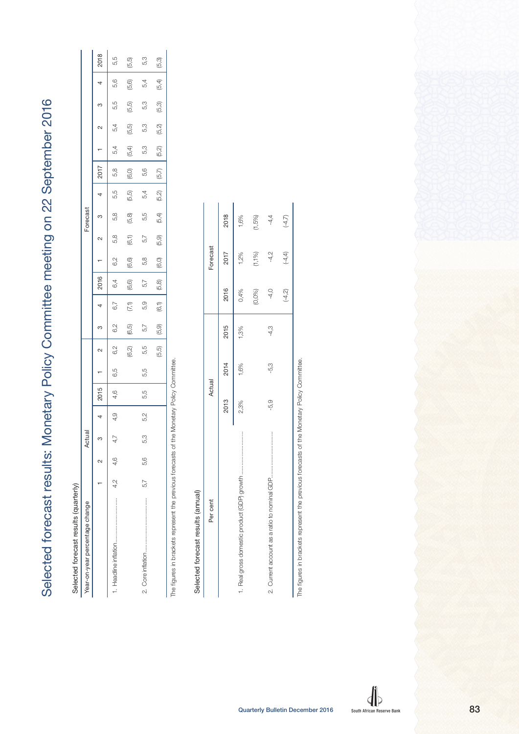# Selected forecast results: Monetary Policy Committee meeting on 22 September 2016

Selected forecast results (quarterly)

| Year-on-year percentage change | Actual | | | | | | | | | Forecast | | | | | | | | | | |
|---|---|---|---|---|---|---|---|---|---|---|---|---|---|---|---|---|---|---|---|---|
| | 1 | 2 | 3 | 4 | 2015 | 1 | 2 | 3 | 4 | 2016 | 1 | 2 | 3 | 4 | 2017 | 1 | 2 | 3 | 4 | 2018 |
| 1. Headline inflation | 4,2 | 4,6 | 4,7 | 4,9 | 4,6 | 6,5 | 6,2 | 6,2 | 6,7 | 6,4 | 6,2 | 5,8 | 5,8 | 5,5 | 5,8 | 5,4 | 5,4 | 5,5 | 5,6 | 5,5 |
| | | | | | | | (6,2) | (6,5) | (7,1) | (6,6) | (6,6) | (6,1) | (5,8) | (5,5) | (6,0) | (5,4) | (5,5) | (5,5) | (5,6) | (5,5) |
| 2. Core inflation | 5,7 | 5,6 | 5,3 | 5,2 | 5,5 | 5,5 | 5,5 | 5,7 | 5,9 | 5,7 | 5,8 | 5,7 | 5,5 | 5,4 | 5,6 | 5,3 | 5,3 | 5,3 | 5,4 | 5,3 |
| | | | | | | | (5,5) | (5,9) | (6,1) | (5,8) | (6,0) | (5,9) | (5,4) | (5,2) | (5,7) | (5,2) | (5,2) | (5,3) | (5,4) | (5,3) |

The figures in brackets represent the previous forecasts of the Monetary Policy Committee.

Selected forecast results (annual)

| Per cent | Actual | | | Forecast | | |
|---|---|---|---|---|---|---|
| | 2013 | 2014 | 2015 | 2016 | 2017 | 2018 |
| 1. Real gross domestic product (GDP) growth | 2,3% | 1,6% | 1,3% | 0,4% | 1,2% | 1,6% |
| | | | | (0,0%) | (1,1%) | (1,5%) |
| 2. Current account as a ratio to nominal GDP | -5,9 | -5,3 | -4,3 | -4,0 | -4,2 | -4,4 |
| | | | | (-4,2) | (-4,4) | (-4,7) |

The figures in brackets represent the previous forecasts of the Monetary Policy Committee.